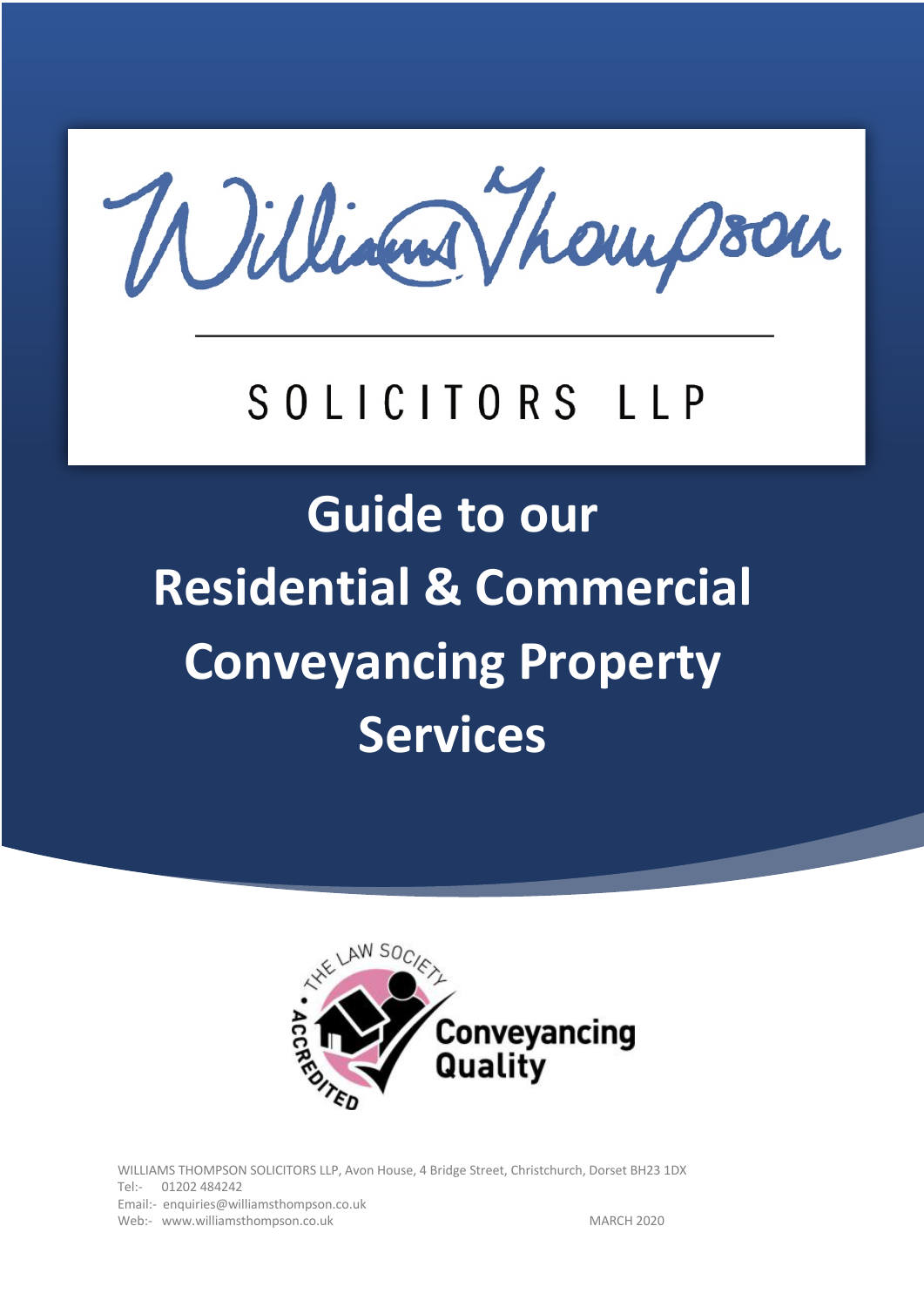Williams Thompson

SOLICITORS LLP

# Guide to our Residential & Commercial Conveyancing Property Services

THE LAW SOCIETY ACCREDITED Conveyancing Quality

WILLIAMS THOMPSON SOLICITORS LLP, Avon House, 4 Bridge Street, Christchurch, Dorset BH23 1DX
Tel:- 01202 484242
Email:- enquiries@williamsthompson.co.uk
Web:- www.williamsthompson.co.uk

MARCH 2020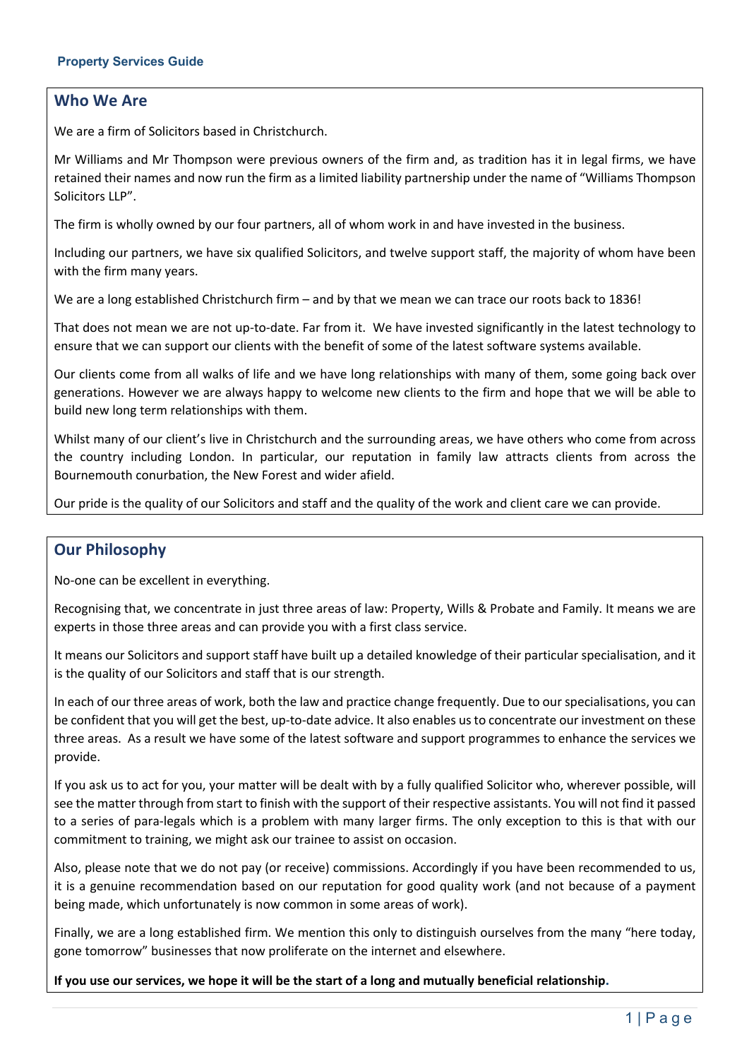## Who We Are

We are a firm of Solicitors based in Christchurch.

Mr Williams and Mr Thompson were previous owners of the firm and, as tradition has it in legal firms, we have retained their names and now run the firm as a limited liability partnership under the name of "Williams Thompson Solicitors LLP".

The firm is wholly owned by our four partners, all of whom work in and have invested in the business.

Including our partners, we have six qualified Solicitors, and twelve support staff, the majority of whom have been with the firm many years.

We are a long established Christchurch firm – and by that we mean we can trace our roots back to 1836!

That does not mean we are not up-to-date. Far from it. We have invested significantly in the latest technology to ensure that we can support our clients with the benefit of some of the latest software systems available.

Our clients come from all walks of life and we have long relationships with many of them, some going back over generations. However we are always happy to welcome new clients to the firm and hope that we will be able to build new long term relationships with them.

Whilst many of our client's live in Christchurch and the surrounding areas, we have others who come from across the country including London. In particular, our reputation in family law attracts clients from across the Bournemouth conurbation, the New Forest and wider afield.

Our pride is the quality of our Solicitors and staff and the quality of the work and client care we can provide.

## Our Philosophy

No-one can be excellent in everything.

Recognising that, we concentrate in just three areas of law: Property, Wills & Probate and Family. It means we are experts in those three areas and can provide you with a first class service.

It means our Solicitors and support staff have built up a detailed knowledge of their particular specialisation, and it is the quality of our Solicitors and staff that is our strength.

In each of our three areas of work, both the law and practice change frequently. Due to our specialisations, you can be confident that you will get the best, up-to-date advice. It also enables us to concentrate our investment on these three areas. As a result we have some of the latest software and support programmes to enhance the services we provide.

If you ask us to act for you, your matter will be dealt with by a fully qualified Solicitor who, wherever possible, will see the matter through from start to finish with the support of their respective assistants. You will not find it passed to a series of para-legals which is a problem with many larger firms. The only exception to this is that with our commitment to training, we might ask our trainee to assist on occasion.

Also, please note that we do not pay (or receive) commissions. Accordingly if you have been recommended to us, it is a genuine recommendation based on our reputation for good quality work (and not because of a payment being made, which unfortunately is now common in some areas of work).

Finally, we are a long established firm. We mention this only to distinguish ourselves from the many "here today, gone tomorrow" businesses that now proliferate on the internet and elsewhere.

**If you use our services, we hope it will be the start of a long and mutually beneficial relationship.**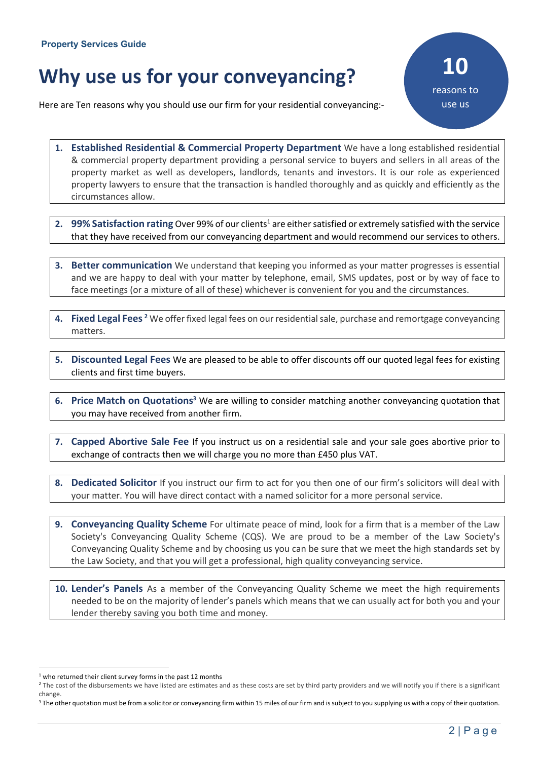**Property Services Guide**

# Why use us for your conveyancing?

**10** reasons to use us

Here are Ten reasons why you should use our firm for your residential conveyancing:-

1. **Established Residential & Commercial Property Department** We have a long established residential & commercial property department providing a personal service to buyers and sellers in all areas of the property market as well as developers, landlords, tenants and investors. It is our role as experienced property lawyers to ensure that the transaction is handled thoroughly and as quickly and efficiently as the circumstances allow.

2. **99% Satisfaction rating** Over 99% of our clients[1] are either satisfied or extremely satisfied with the service that they have received from our conveyancing department and would recommend our services to others.

3. **Better communication** We understand that keeping you informed as your matter progresses is essential and we are happy to deal with your matter by telephone, email, SMS updates, post or by way of face to face meetings (or a mixture of all of these) whichever is convenient for you and the circumstances.

4. **Fixed Legal Fees** [2] We offer fixed legal fees on our residential sale, purchase and remortgage conveyancing matters.

5. **Discounted Legal Fees** We are pleased to be able to offer discounts off our quoted legal fees for existing clients and first time buyers.

6. **Price Match on Quotations**[3] We are willing to consider matching another conveyancing quotation that you may have received from another firm.

7. **Capped Abortive Sale Fee** If you instruct us on a residential sale and your sale goes abortive prior to exchange of contracts then we will charge you no more than £450 plus VAT.

8. **Dedicated Solicitor** If you instruct our firm to act for you then one of our firm's solicitors will deal with your matter. You will have direct contact with a named solicitor for a more personal service.

9. **Conveyancing Quality Scheme** For ultimate peace of mind, look for a firm that is a member of the Law Society's Conveyancing Quality Scheme (CQS). We are proud to be a member of the Law Society's Conveyancing Quality Scheme and by choosing us you can be sure that we meet the high standards set by the Law Society, and that you will get a professional, high quality conveyancing service.

10. **Lender's Panels** As a member of the Conveyancing Quality Scheme we meet the high requirements needed to be on the majority of lender's panels which means that we can usually act for both you and your lender thereby saving you both time and money.

---

[1] who returned their client survey forms in the past 12 months

[2] The cost of the disbursements we have listed are estimates and as these costs are set by third party providers and we will notify you if there is a significant change.

[3] The other quotation must be from a solicitor or conveyancing firm within 15 miles of our firm and is subject to you supplying us with a copy of their quotation.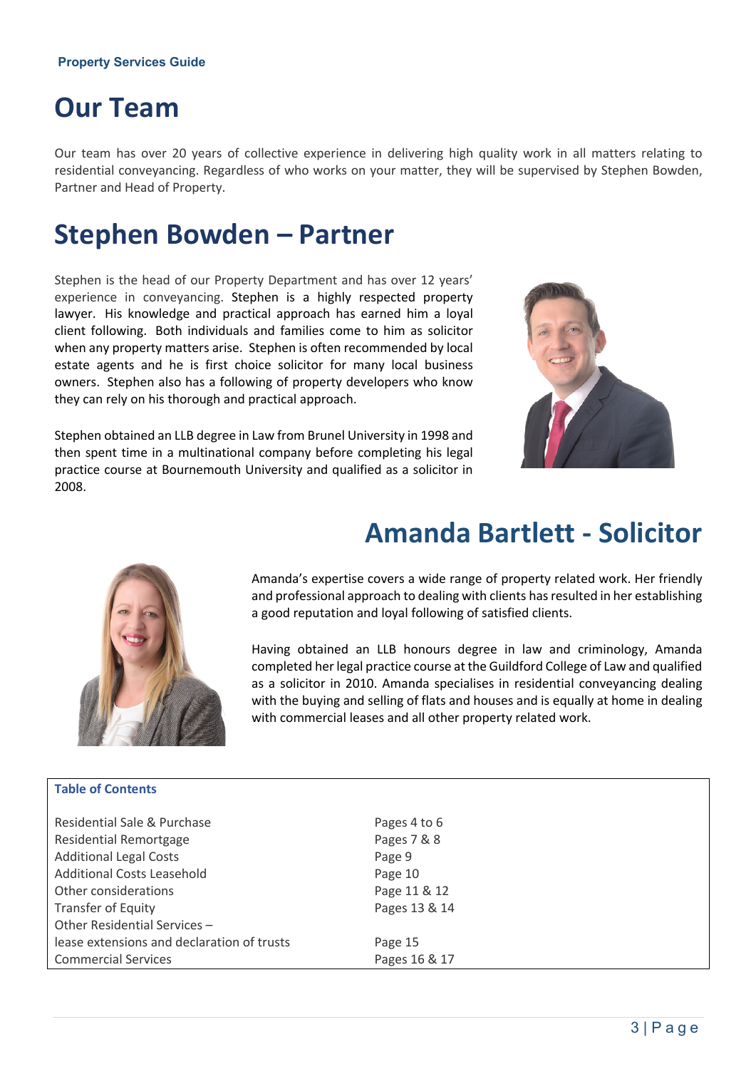# Our Team

Our team has over 20 years of collective experience in delivering high quality work in all matters relating to residential conveyancing. Regardless of who works on your matter, they will be supervised by Stephen Bowden, Partner and Head of Property.

# Stephen Bowden – Partner

Stephen is the head of our Property Department and has over 12 years' experience in conveyancing. Stephen is a highly respected property lawyer. His knowledge and practical approach has earned him a loyal client following. Both individuals and families come to him as solicitor when any property matters arise. Stephen is often recommended by local estate agents and he is first choice solicitor for many local business owners. Stephen also has a following of property developers who know they can rely on his thorough and practical approach.

Stephen obtained an LLB degree in Law from Brunel University in 1998 and then spent time in a multinational company before completing his legal practice course at Bournemouth University and qualified as a solicitor in 2008.

# Amanda Bartlett - Solicitor

Amanda's expertise covers a wide range of property related work. Her friendly and professional approach to dealing with clients has resulted in her establishing a good reputation and loyal following of satisfied clients.

Having obtained an LLB honours degree in law and criminology, Amanda completed her legal practice course at the Guildford College of Law and qualified as a solicitor in 2010. Amanda specialises in residential conveyancing dealing with the buying and selling of flats and houses and is equally at home in dealing with commercial leases and all other property related work.

**Table of Contents**

| | |
|---|---|
| Residential Sale & Purchase | Pages 4 to 6 |
| Residential Remortgage | Pages 7 & 8 |
| Additional Legal Costs | Page 9 |
| Additional Costs Leasehold | Page 10 |
| Other considerations | Page 11 & 12 |
| Transfer of Equity | Pages 13 & 14 |
| Other Residential Services – lease extensions and declaration of trusts | Page 15 |
| Commercial Services | Pages 16 & 17 |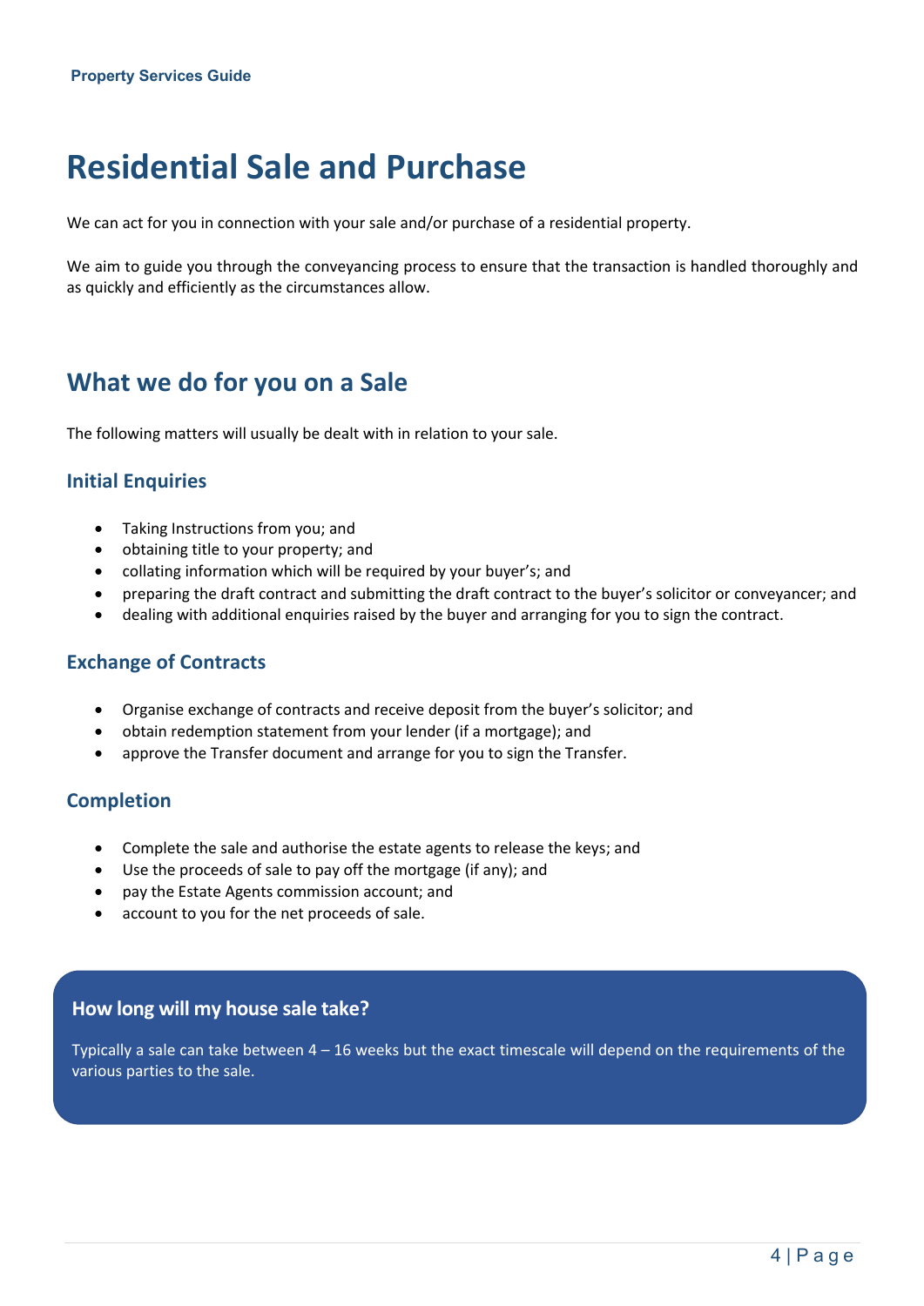# Residential Sale and Purchase

We can act for you in connection with your sale and/or purchase of a residential property.

We aim to guide you through the conveyancing process to ensure that the transaction is handled thoroughly and as quickly and efficiently as the circumstances allow.

## What we do for you on a Sale

The following matters will usually be dealt with in relation to your sale.

### Initial Enquiries

- Taking Instructions from you; and
- obtaining title to your property; and
- collating information which will be required by your buyer's; and
- preparing the draft contract and submitting the draft contract to the buyer's solicitor or conveyancer; and
- dealing with additional enquiries raised by the buyer and arranging for you to sign the contract.

### Exchange of Contracts

- Organise exchange of contracts and receive deposit from the buyer's solicitor; and
- obtain redemption statement from your lender (if a mortgage); and
- approve the Transfer document and arrange for you to sign the Transfer.

### Completion

- Complete the sale and authorise the estate agents to release the keys; and
- Use the proceeds of sale to pay off the mortgage (if any); and
- pay the Estate Agents commission account; and
- account to you for the net proceeds of sale.

### How long will my house sale take?

Typically a sale can take between 4 – 16 weeks but the exact timescale will depend on the requirements of the various parties to the sale.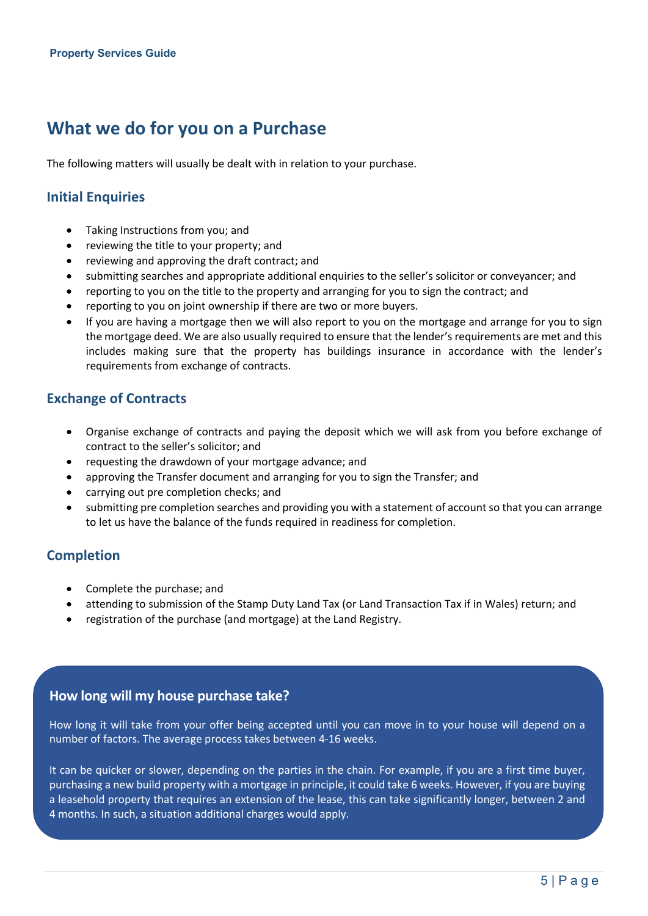# What we do for you on a Purchase

The following matters will usually be dealt with in relation to your purchase.

## Initial Enquiries

- Taking Instructions from you; and
- reviewing the title to your property; and
- reviewing and approving the draft contract; and
- submitting searches and appropriate additional enquiries to the seller's solicitor or conveyancer; and
- reporting to you on the title to the property and arranging for you to sign the contract; and
- reporting to you on joint ownership if there are two or more buyers.
- If you are having a mortgage then we will also report to you on the mortgage and arrange for you to sign the mortgage deed. We are also usually required to ensure that the lender's requirements are met and this includes making sure that the property has buildings insurance in accordance with the lender's requirements from exchange of contracts.

## Exchange of Contracts

- Organise exchange of contracts and paying the deposit which we will ask from you before exchange of contract to the seller's solicitor; and
- requesting the drawdown of your mortgage advance; and
- approving the Transfer document and arranging for you to sign the Transfer; and
- carrying out pre completion checks; and
- submitting pre completion searches and providing you with a statement of account so that you can arrange to let us have the balance of the funds required in readiness for completion.

## Completion

- Complete the purchase; and
- attending to submission of the Stamp Duty Land Tax (or Land Transaction Tax if in Wales) return; and
- registration of the purchase (and mortgage) at the Land Registry.

### How long will my house purchase take?

How long it will take from your offer being accepted until you can move in to your house will depend on a number of factors. The average process takes between 4-16 weeks.

It can be quicker or slower, depending on the parties in the chain. For example, if you are a first time buyer, purchasing a new build property with a mortgage in principle, it could take 6 weeks. However, if you are buying a leasehold property that requires an extension of the lease, this can take significantly longer, between 2 and 4 months. In such, a situation additional charges would apply.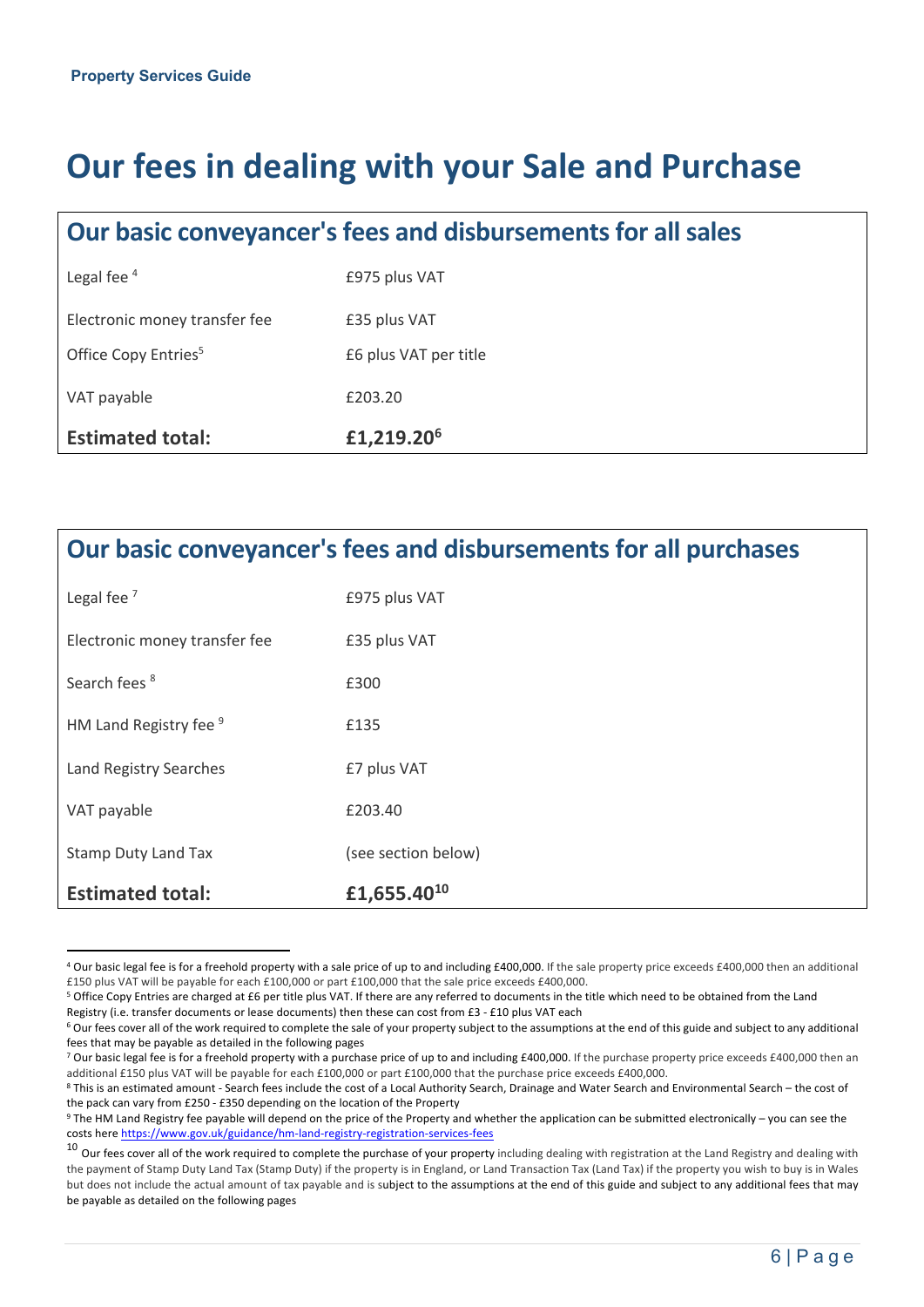# Our fees in dealing with your Sale and Purchase

## Our basic conveyancer's fees and disbursements for all sales

| | |
|---|---|
| Legal fee [4] | £975 plus VAT |
| Electronic money transfer fee | £35 plus VAT |
| Office Copy Entries[5] | £6 plus VAT per title |
| VAT payable | £203.20 |
| **Estimated total:** | **£1,219.20[6]** |

## Our basic conveyancer's fees and disbursements for all purchases

| | |
|---|---|
| Legal fee [7] | £975 plus VAT |
| Electronic money transfer fee | £35 plus VAT |
| Search fees [8] | £300 |
| HM Land Registry fee [9] | £135 |
| Land Registry Searches | £7 plus VAT |
| VAT payable | £203.40 |
| Stamp Duty Land Tax | (see section below) |
| **Estimated total:** | **£1,655.40[10]** |

---

[4] Our basic legal fee is for a freehold property with a sale price of up to and including £400,000. If the sale property price exceeds £400,000 then an additional £150 plus VAT will be payable for each £100,000 or part £100,000 that the sale price exceeds £400,000.

[5] Office Copy Entries are charged at £6 per title plus VAT. If there are any referred to documents in the title which need to be obtained from the Land Registry (i.e. transfer documents or lease documents) then these can cost from £3 - £10 plus VAT each

[6] Our fees cover all of the work required to complete the sale of your property subject to the assumptions at the end of this guide and subject to any additional fees that may be payable as detailed in the following pages

[7] Our basic legal fee is for a freehold property with a purchase price of up to and including £400,000. If the purchase property price exceeds £400,000 then an additional £150 plus VAT will be payable for each £100,000 or part £100,000 that the purchase price exceeds £400,000.

[8] This is an estimated amount - Search fees include the cost of a Local Authority Search, Drainage and Water Search and Environmental Search – the cost of the pack can vary from £250 - £350 depending on the location of the Property

[9] The HM Land Registry fee payable will depend on the price of the Property and whether the application can be submitted electronically – you can see the costs here https://www.gov.uk/guidance/hm-land-registry-registration-services-fees

[10] Our fees cover all of the work required to complete the purchase of your property including dealing with registration at the Land Registry and dealing with the payment of Stamp Duty Land Tax (Stamp Duty) if the property is in England, or Land Transaction Tax (Land Tax) if the property you wish to buy is in Wales but does not include the actual amount of tax payable and is subject to the assumptions at the end of this guide and subject to any additional fees that may be payable as detailed on the following pages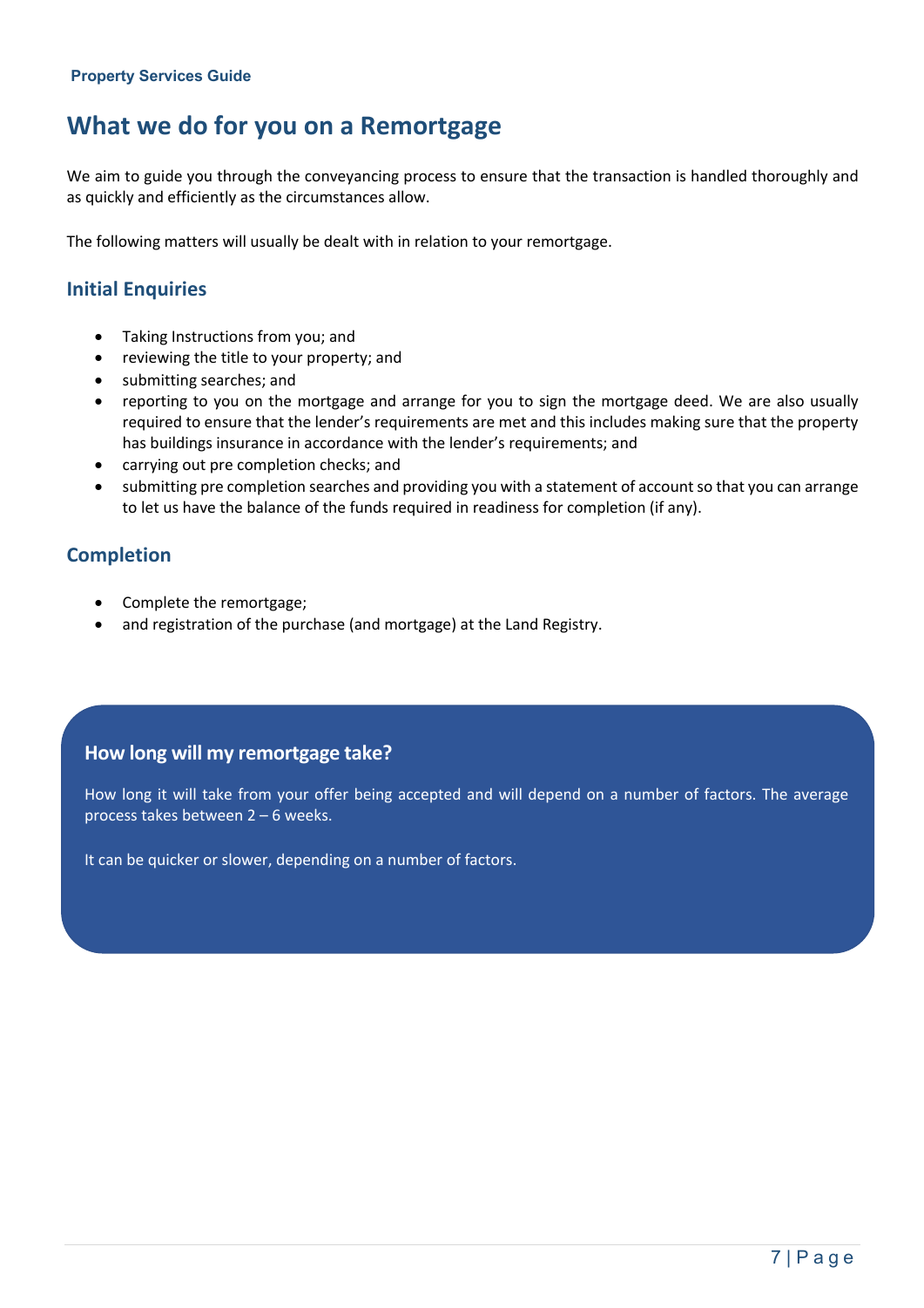# What we do for you on a Remortgage

We aim to guide you through the conveyancing process to ensure that the transaction is handled thoroughly and as quickly and efficiently as the circumstances allow.

The following matters will usually be dealt with in relation to your remortgage.

## Initial Enquiries

- Taking Instructions from you; and
- reviewing the title to your property; and
- submitting searches; and
- reporting to you on the mortgage and arrange for you to sign the mortgage deed. We are also usually required to ensure that the lender's requirements are met and this includes making sure that the property has buildings insurance in accordance with the lender's requirements; and
- carrying out pre completion checks; and
- submitting pre completion searches and providing you with a statement of account so that you can arrange to let us have the balance of the funds required in readiness for completion (if any).

## Completion

- Complete the remortgage;
- and registration of the purchase (and mortgage) at the Land Registry.

### How long will my remortgage take?

How long it will take from your offer being accepted and will depend on a number of factors. The average process takes between 2 – 6 weeks.

It can be quicker or slower, depending on a number of factors.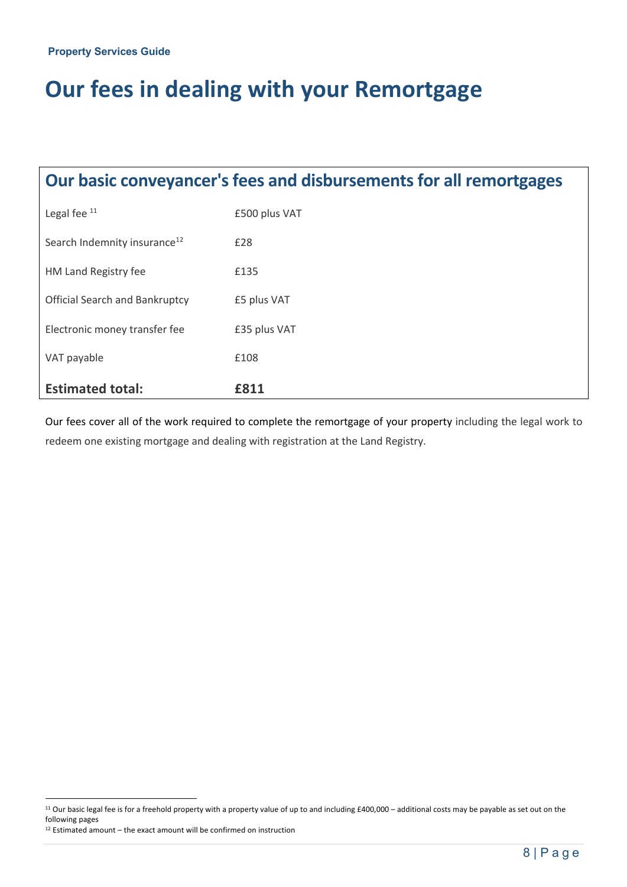# Our fees in dealing with your Remortgage

## Our basic conveyancer's fees and disbursements for all remortgages

| Item | Amount |
|---|---|
| Legal fee [11] | £500 plus VAT |
| Search Indemnity insurance[12] | £28 |
| HM Land Registry fee | £135 |
| Official Search and Bankruptcy | £5 plus VAT |
| Electronic money transfer fee | £35 plus VAT |
| VAT payable | £108 |
| **Estimated total:** | **£811** |

Our fees cover all of the work required to complete the remortgage of your property including the legal work to redeem one existing mortgage and dealing with registration at the Land Registry.

[11] Our basic legal fee is for a freehold property with a property value of up to and including £400,000 – additional costs may be payable as set out on the following pages

[12] Estimated amount – the exact amount will be confirmed on instruction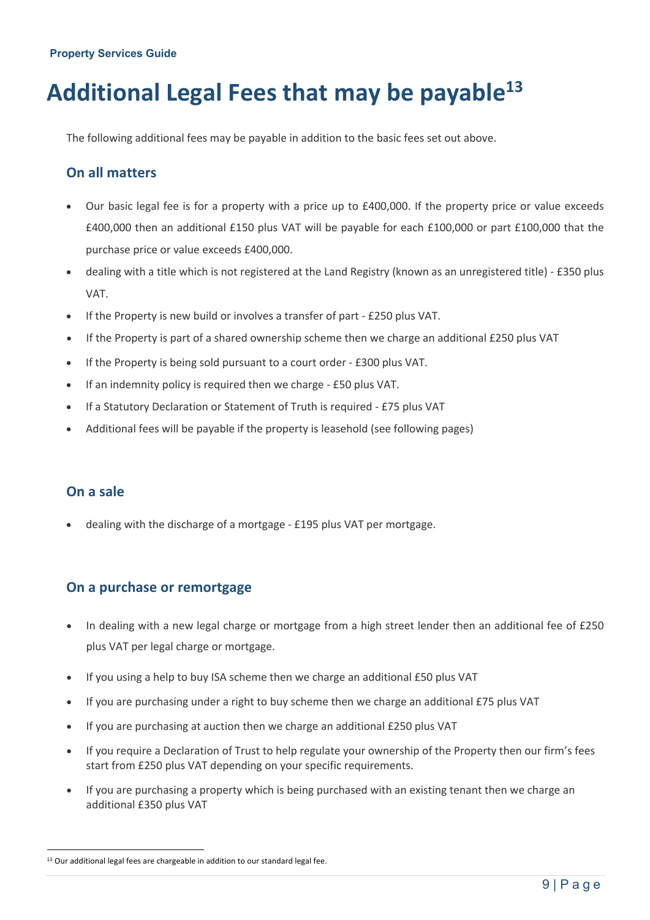# Additional Legal Fees that may be payable[13]

The following additional fees may be payable in addition to the basic fees set out above.

## On all matters

- Our basic legal fee is for a property with a price up to £400,000. If the property price or value exceeds £400,000 then an additional £150 plus VAT will be payable for each £100,000 or part £100,000 that the purchase price or value exceeds £400,000.
- dealing with a title which is not registered at the Land Registry (known as an unregistered title) - £350 plus VAT.
- If the Property is new build or involves a transfer of part - £250 plus VAT.
- If the Property is part of a shared ownership scheme then we charge an additional £250 plus VAT
- If the Property is being sold pursuant to a court order - £300 plus VAT.
- If an indemnity policy is required then we charge - £50 plus VAT.
- If a Statutory Declaration or Statement of Truth is required - £75 plus VAT
- Additional fees will be payable if the property is leasehold (see following pages)

## On a sale

- dealing with the discharge of a mortgage - £195 plus VAT per mortgage.

## On a purchase or remortgage

- In dealing with a new legal charge or mortgage from a high street lender then an additional fee of £250 plus VAT per legal charge or mortgage.
- If you using a help to buy ISA scheme then we charge an additional £50 plus VAT
- If you are purchasing under a right to buy scheme then we charge an additional £75 plus VAT
- If you are purchasing at auction then we charge an additional £250 plus VAT
- If you require a Declaration of Trust to help regulate your ownership of the Property then our firm's fees start from £250 plus VAT depending on your specific requirements.
- If you are purchasing a property which is being purchased with an existing tenant then we charge an additional £350 plus VAT

[13] Our additional legal fees are chargeable in addition to our standard legal fee.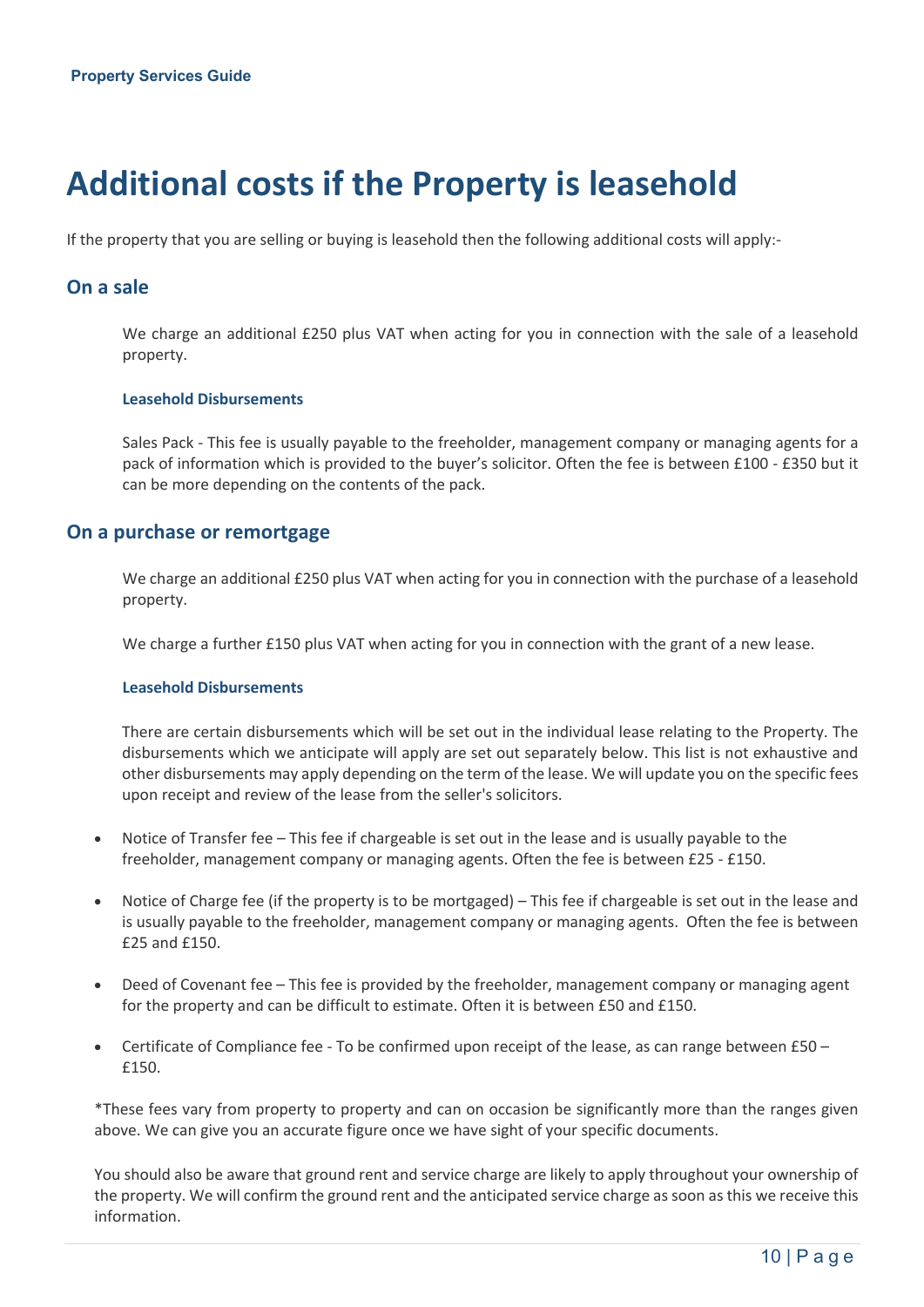# Additional costs if the Property is leasehold

If the property that you are selling or buying is leasehold then the following additional costs will apply:-

## On a sale

We charge an additional £250 plus VAT when acting for you in connection with the sale of a leasehold property.

### Leasehold Disbursements

Sales Pack - This fee is usually payable to the freeholder, management company or managing agents for a pack of information which is provided to the buyer's solicitor. Often the fee is between £100 - £350 but it can be more depending on the contents of the pack.

## On a purchase or remortgage

We charge an additional £250 plus VAT when acting for you in connection with the purchase of a leasehold property.

We charge a further £150 plus VAT when acting for you in connection with the grant of a new lease.

### Leasehold Disbursements

There are certain disbursements which will be set out in the individual lease relating to the Property. The disbursements which we anticipate will apply are set out separately below. This list is not exhaustive and other disbursements may apply depending on the term of the lease. We will update you on the specific fees upon receipt and review of the lease from the seller's solicitors.

- Notice of Transfer fee – This fee if chargeable is set out in the lease and is usually payable to the freeholder, management company or managing agents. Often the fee is between £25 - £150.
- Notice of Charge fee (if the property is to be mortgaged) – This fee if chargeable is set out in the lease and is usually payable to the freeholder, management company or managing agents. Often the fee is between £25 and £150.
- Deed of Covenant fee – This fee is provided by the freeholder, management company or managing agent for the property and can be difficult to estimate. Often it is between £50 and £150.
- Certificate of Compliance fee - To be confirmed upon receipt of the lease, as can range between £50 – £150.

*These fees vary from property to property and can on occasion be significantly more than the ranges given above. We can give you an accurate figure once we have sight of your specific documents.

You should also be aware that ground rent and service charge are likely to apply throughout your ownership of the property. We will confirm the ground rent and the anticipated service charge as soon as this we receive this information.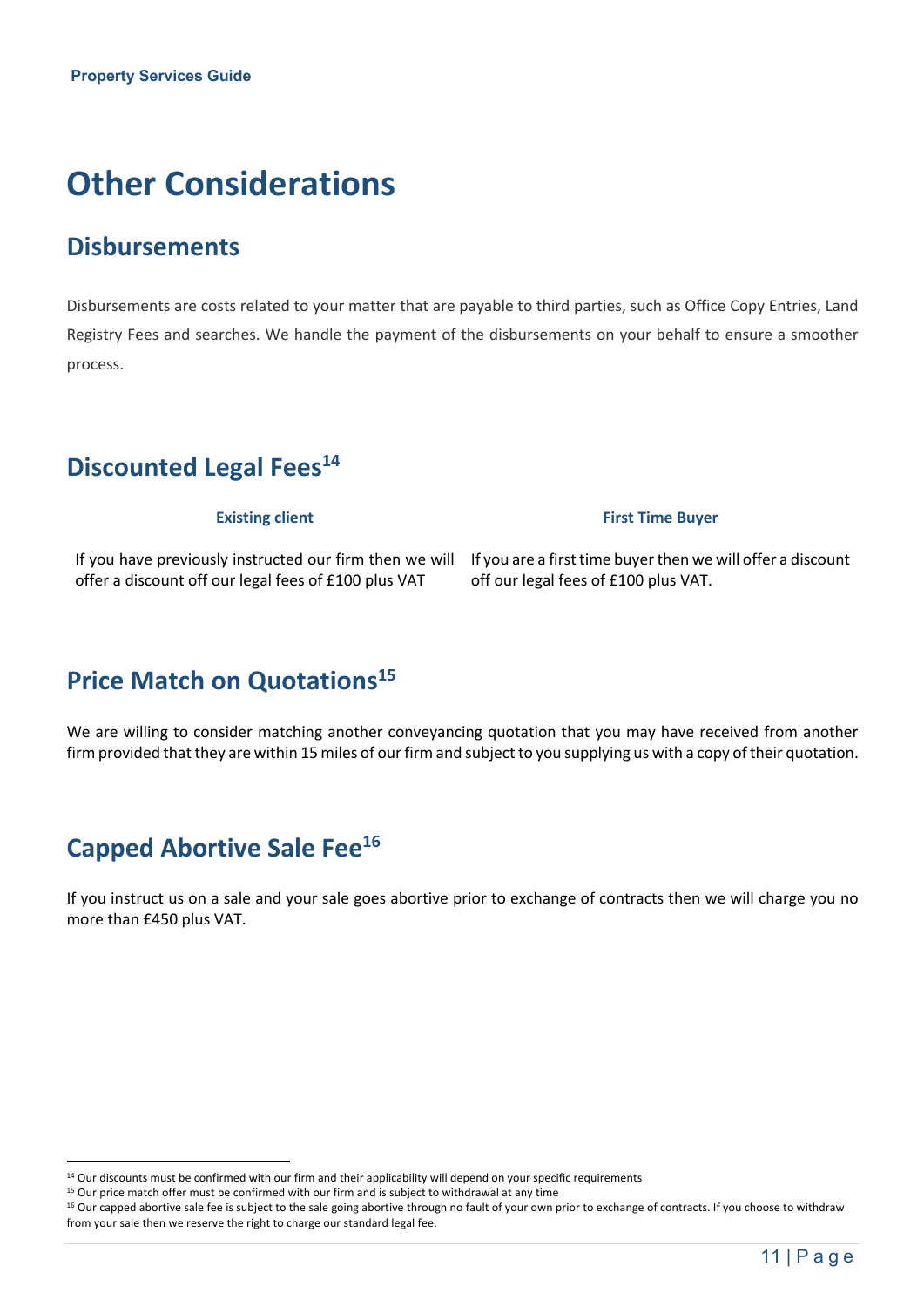# Other Considerations

## Disbursements

Disbursements are costs related to your matter that are payable to third parties, such as Office Copy Entries, Land Registry Fees and searches. We handle the payment of the disbursements on your behalf to ensure a smoother process.

## Discounted Legal Fees[14]

| Existing client | First Time Buyer |
| --- | --- |
| If you have previously instructed our firm then we will offer a discount off our legal fees of £100 plus VAT | If you are a first time buyer then we will offer a discount off our legal fees of £100 plus VAT. |

## Price Match on Quotations[15]

We are willing to consider matching another conveyancing quotation that you may have received from another firm provided that they are within 15 miles of our firm and subject to you supplying us with a copy of their quotation.

## Capped Abortive Sale Fee[16]

If you instruct us on a sale and your sale goes abortive prior to exchange of contracts then we will charge you no more than £450 plus VAT.

---

[14] Our discounts must be confirmed with our firm and their applicability will depend on your specific requirements

[15] Our price match offer must be confirmed with our firm and is subject to withdrawal at any time

[16] Our capped abortive sale fee is subject to the sale going abortive through no fault of your own prior to exchange of contracts. If you choose to withdraw from your sale then we reserve the right to charge our standard legal fee.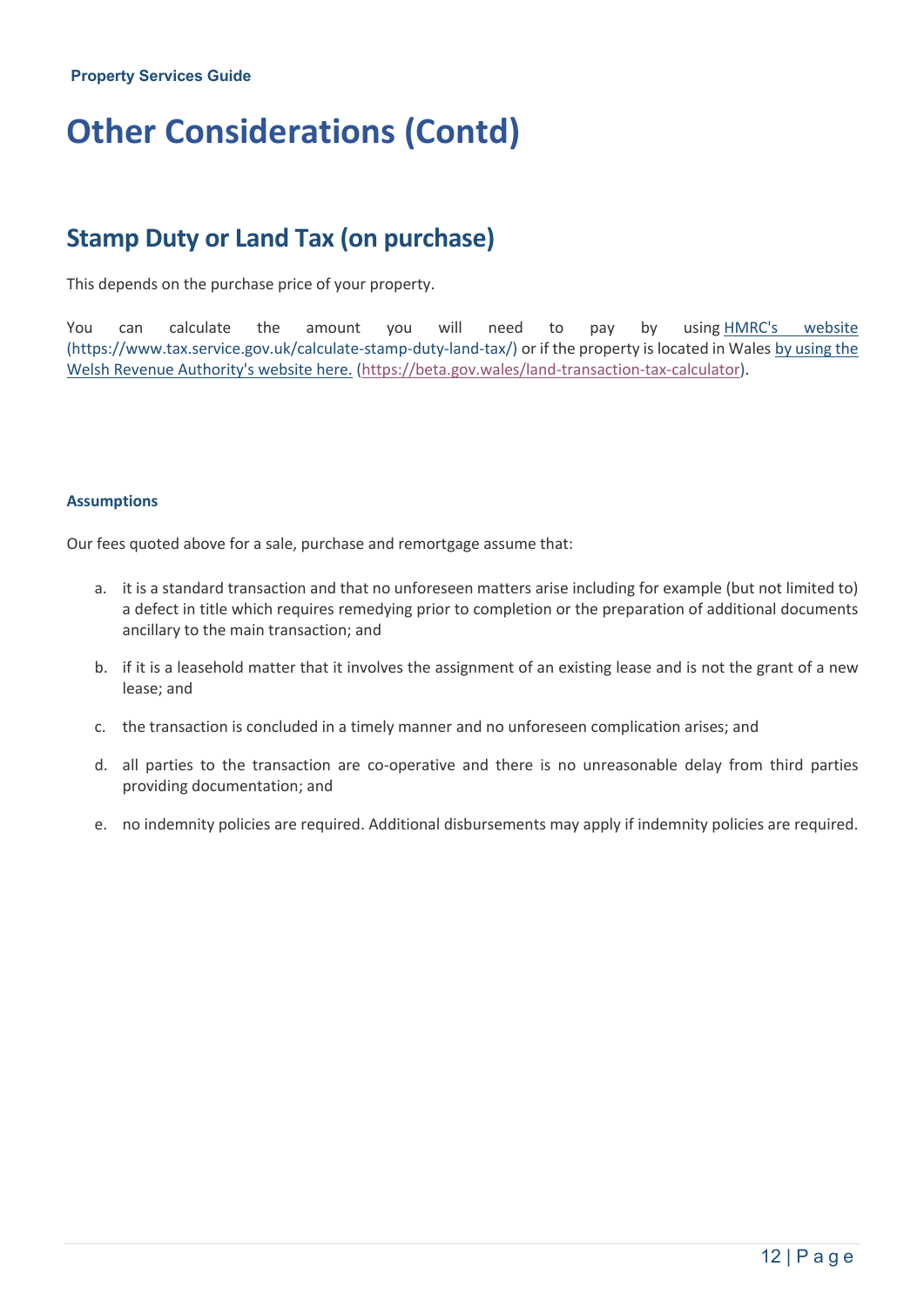# Other Considerations (Contd)

## Stamp Duty or Land Tax (on purchase)

This depends on the purchase price of your property.

You can calculate the amount you will need to pay by using HMRC's website (https://www.tax.service.gov.uk/calculate-stamp-duty-land-tax/) or if the property is located in Wales by using the Welsh Revenue Authority's website here. (https://beta.gov.wales/land-transaction-tax-calculator).

#### Assumptions

Our fees quoted above for a sale, purchase and remortgage assume that:

a. it is a standard transaction and that no unforeseen matters arise including for example (but not limited to) a defect in title which requires remedying prior to completion or the preparation of additional documents ancillary to the main transaction; and

b. if it is a leasehold matter that it involves the assignment of an existing lease and is not the grant of a new lease; and

c. the transaction is concluded in a timely manner and no unforeseen complication arises; and

d. all parties to the transaction are co-operative and there is no unreasonable delay from third parties providing documentation; and

e. no indemnity policies are required. Additional disbursements may apply if indemnity policies are required.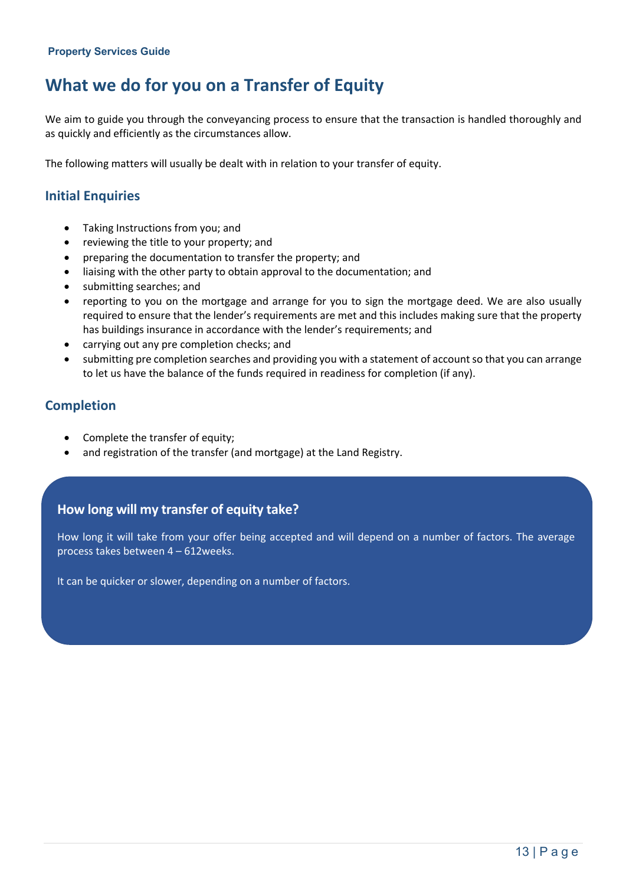# What we do for you on a Transfer of Equity

We aim to guide you through the conveyancing process to ensure that the transaction is handled thoroughly and as quickly and efficiently as the circumstances allow.

The following matters will usually be dealt with in relation to your transfer of equity.

## Initial Enquiries

- Taking Instructions from you; and
- reviewing the title to your property; and
- preparing the documentation to transfer the property; and
- liaising with the other party to obtain approval to the documentation; and
- submitting searches; and
- reporting to you on the mortgage and arrange for you to sign the mortgage deed. We are also usually required to ensure that the lender's requirements are met and this includes making sure that the property has buildings insurance in accordance with the lender's requirements; and
- carrying out any pre completion checks; and
- submitting pre completion searches and providing you with a statement of account so that you can arrange to let us have the balance of the funds required in readiness for completion (if any).

## Completion

- Complete the transfer of equity;
- and registration of the transfer (and mortgage) at the Land Registry.

### How long will my transfer of equity take?

How long it will take from your offer being accepted and will depend on a number of factors. The average process takes between 4 – 612weeks.

It can be quicker or slower, depending on a number of factors.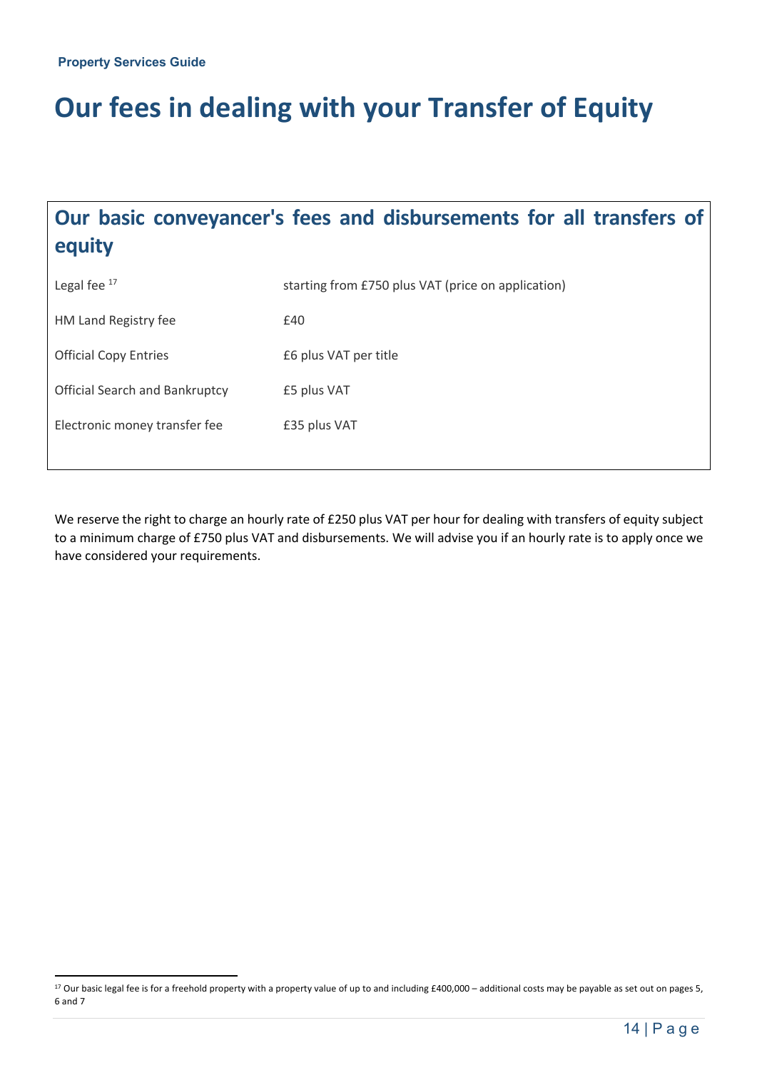# Our fees in dealing with your Transfer of Equity

## Our basic conveyancer's fees and disbursements for all transfers of equity

| | |
|---|---|
| Legal fee [17] | starting from £750 plus VAT (price on application) |
| HM Land Registry fee | £40 |
| Official Copy Entries | £6 plus VAT per title |
| Official Search and Bankruptcy | £5 plus VAT |
| Electronic money transfer fee | £35 plus VAT |

We reserve the right to charge an hourly rate of £250 plus VAT per hour for dealing with transfers of equity subject to a minimum charge of £750 plus VAT and disbursements. We will advise you if an hourly rate is to apply once we have considered your requirements.

[17] Our basic legal fee is for a freehold property with a property value of up to and including £400,000 – additional costs may be payable as set out on pages 5, 6 and 7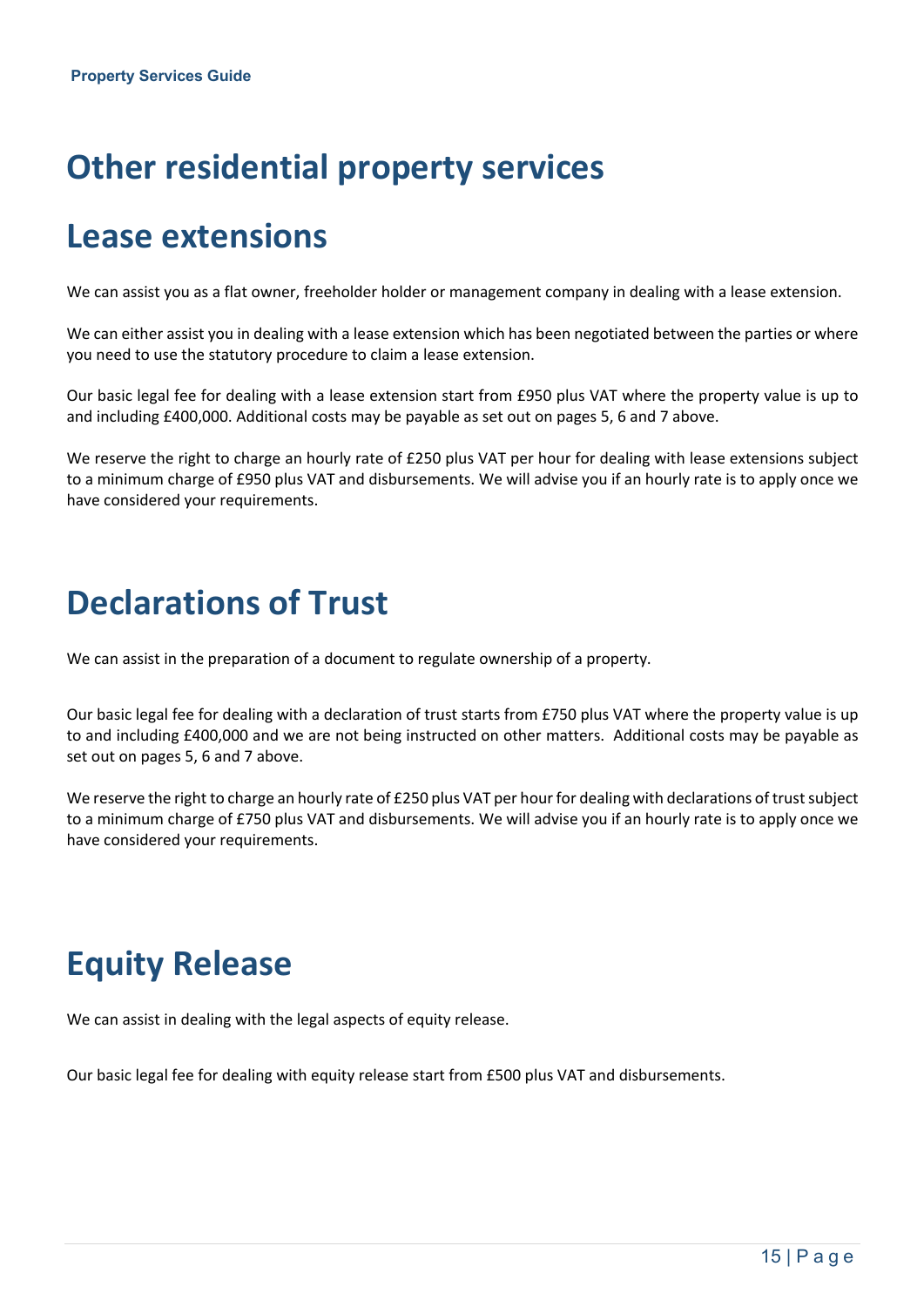# Other residential property services

# Lease extensions

We can assist you as a flat owner, freeholder holder or management company in dealing with a lease extension.

We can either assist you in dealing with a lease extension which has been negotiated between the parties or where you need to use the statutory procedure to claim a lease extension.

Our basic legal fee for dealing with a lease extension start from £950 plus VAT where the property value is up to and including £400,000. Additional costs may be payable as set out on pages 5, 6 and 7 above.

We reserve the right to charge an hourly rate of £250 plus VAT per hour for dealing with lease extensions subject to a minimum charge of £950 plus VAT and disbursements. We will advise you if an hourly rate is to apply once we have considered your requirements.

# Declarations of Trust

We can assist in the preparation of a document to regulate ownership of a property.

Our basic legal fee for dealing with a declaration of trust starts from £750 plus VAT where the property value is up to and including £400,000 and we are not being instructed on other matters. Additional costs may be payable as set out on pages 5, 6 and 7 above.

We reserve the right to charge an hourly rate of £250 plus VAT per hour for dealing with declarations of trust subject to a minimum charge of £750 plus VAT and disbursements. We will advise you if an hourly rate is to apply once we have considered your requirements.

# Equity Release

We can assist in dealing with the legal aspects of equity release.

Our basic legal fee for dealing with equity release start from £500 plus VAT and disbursements.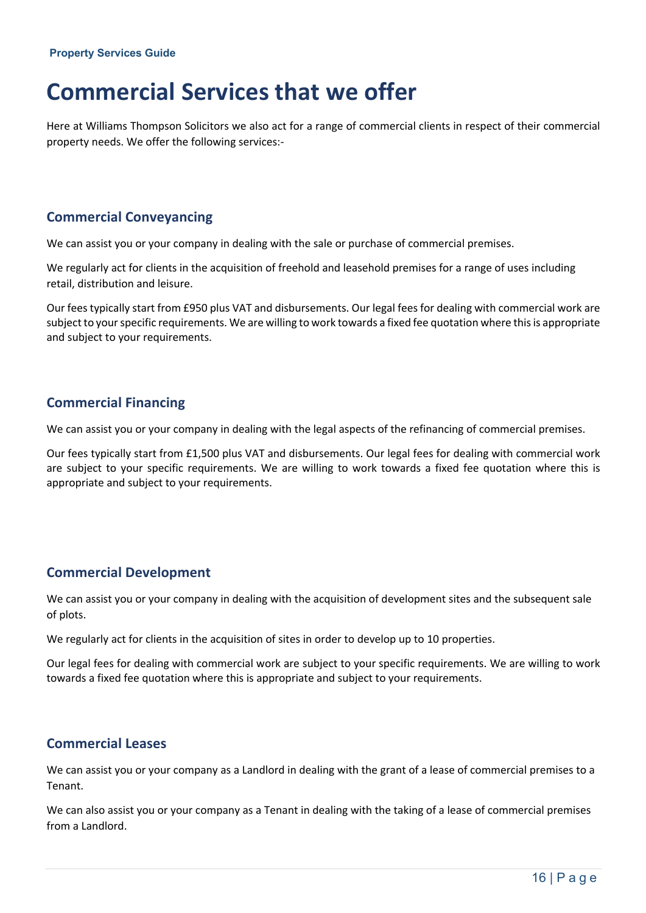# Commercial Services that we offer

Here at Williams Thompson Solicitors we also act for a range of commercial clients in respect of their commercial property needs. We offer the following services:-

## Commercial Conveyancing

We can assist you or your company in dealing with the sale or purchase of commercial premises.

We regularly act for clients in the acquisition of freehold and leasehold premises for a range of uses including retail, distribution and leisure.

Our fees typically start from £950 plus VAT and disbursements. Our legal fees for dealing with commercial work are subject to your specific requirements. We are willing to work towards a fixed fee quotation where this is appropriate and subject to your requirements.

## Commercial Financing

We can assist you or your company in dealing with the legal aspects of the refinancing of commercial premises.

Our fees typically start from £1,500 plus VAT and disbursements. Our legal fees for dealing with commercial work are subject to your specific requirements. We are willing to work towards a fixed fee quotation where this is appropriate and subject to your requirements.

## Commercial Development

We can assist you or your company in dealing with the acquisition of development sites and the subsequent sale of plots.

We regularly act for clients in the acquisition of sites in order to develop up to 10 properties.

Our legal fees for dealing with commercial work are subject to your specific requirements. We are willing to work towards a fixed fee quotation where this is appropriate and subject to your requirements.

## Commercial Leases

We can assist you or your company as a Landlord in dealing with the grant of a lease of commercial premises to a Tenant.

We can also assist you or your company as a Tenant in dealing with the taking of a lease of commercial premises from a Landlord.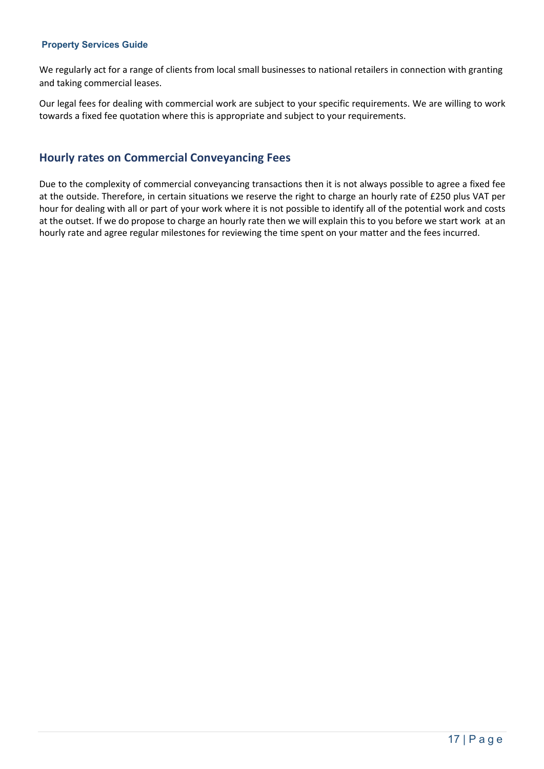We regularly act for a range of clients from local small businesses to national retailers in connection with granting and taking commercial leases.

Our legal fees for dealing with commercial work are subject to your specific requirements. We are willing to work towards a fixed fee quotation where this is appropriate and subject to your requirements.

## Hourly rates on Commercial Conveyancing Fees

Due to the complexity of commercial conveyancing transactions then it is not always possible to agree a fixed fee at the outside. Therefore, in certain situations we reserve the right to charge an hourly rate of £250 plus VAT per hour for dealing with all or part of your work where it is not possible to identify all of the potential work and costs at the outset. If we do propose to charge an hourly rate then we will explain this to you before we start work at an hourly rate and agree regular milestones for reviewing the time spent on your matter and the fees incurred.